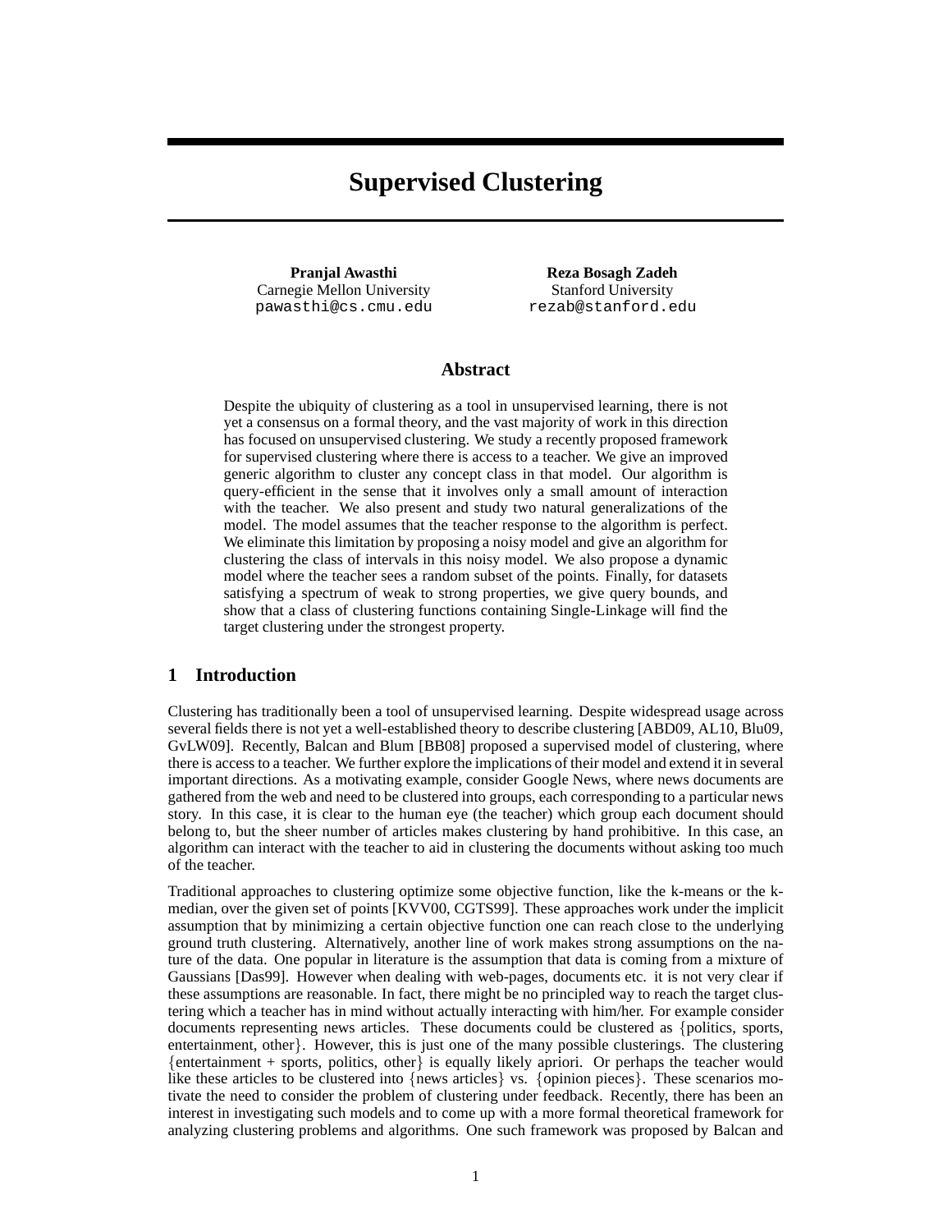# Supervised Clustering

**Pranjal Awasthi**
Carnegie Mellon University
pawasthi@cs.cmu.edu

**Reza Bosagh Zadeh**
Stanford University
rezab@stanford.edu

## Abstract

Despite the ubiquity of clustering as a tool in unsupervised learning, there is not yet a consensus on a formal theory, and the vast majority of work in this direction has focused on unsupervised clustering. We study a recently proposed framework for supervised clustering where there is access to a teacher. We give an improved generic algorithm to cluster any concept class in that model. Our algorithm is query-efficient in the sense that it involves only a small amount of interaction with the teacher. We also present and study two natural generalizations of the model. The model assumes that the teacher response to the algorithm is perfect. We eliminate this limitation by proposing a noisy model and give an algorithm for clustering the class of intervals in this noisy model. We also propose a dynamic model where the teacher sees a random subset of the points. Finally, for datasets satisfying a spectrum of weak to strong properties, we give query bounds, and show that a class of clustering functions containing Single-Linkage will find the target clustering under the strongest property.

## 1 Introduction

Clustering has traditionally been a tool of unsupervised learning. Despite widespread usage across several fields there is not yet a well-established theory to describe clustering [ABD09, AL10, Blu09, GvLW09]. Recently, Balcan and Blum [BB08] proposed a supervised model of clustering, where there is access to a teacher. We further explore the implications of their model and extend it in several important directions. As a motivating example, consider Google News, where news documents are gathered from the web and need to be clustered into groups, each corresponding to a particular news story. In this case, it is clear to the human eye (the teacher) which group each document should belong to, but the sheer number of articles makes clustering by hand prohibitive. In this case, an algorithm can interact with the teacher to aid in clustering the documents without asking too much of the teacher.

Traditional approaches to clustering optimize some objective function, like the k-means or the k-median, over the given set of points [KVV00, CGTS99]. These approaches work under the implicit assumption that by minimizing a certain objective function one can reach close to the underlying ground truth clustering. Alternatively, another line of work makes strong assumptions on the nature of the data. One popular in literature is the assumption that data is coming from a mixture of Gaussians [Das99]. However when dealing with web-pages, documents etc. it is not very clear if these assumptions are reasonable. In fact, there might be no principled way to reach the target clustering which a teacher has in mind without actually interacting with him/her. For example consider documents representing news articles. These documents could be clustered as {politics, sports, entertainment, other}. However, this is just one of the many possible clusterings. The clustering {entertainment + sports, politics, other} is equally likely apriori. Or perhaps the teacher would like these articles to be clustered into {news articles} vs. {opinion pieces}. These scenarios motivate the need to consider the problem of clustering under feedback. Recently, there has been an interest in investigating such models and to come up with a more formal theoretical framework for analyzing clustering problems and algorithms. One such framework was proposed by Balcan and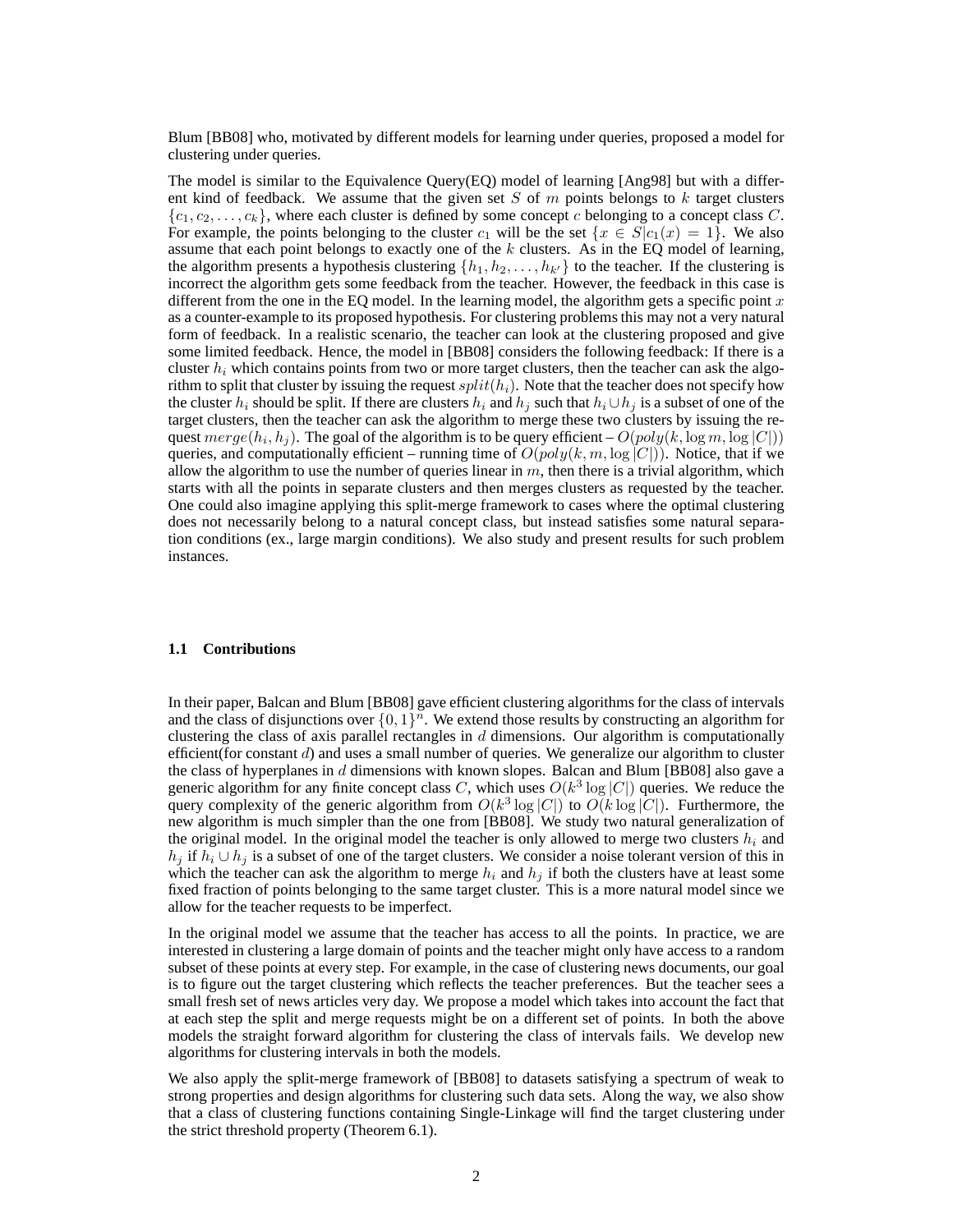Blum [BB08] who, motivated by different models for learning under queries, proposed a model for clustering under queries.

The model is similar to the Equivalence Query(EQ) model of learning [Ang98] but with a different kind of feedback. We assume that the given set $S$ of $m$ points belongs to $k$ target clusters $\{c_1, c_2, \ldots, c_k\}$, where each cluster is defined by some concept $c$ belonging to a concept class $C$. For example, the points belonging to the cluster $c_1$ will be the set $\{x \in S | c_1(x) = 1\}$. We also assume that each point belongs to exactly one of the $k$ clusters. As in the EQ model of learning, the algorithm presents a hypothesis clustering $\{h_1, h_2, \ldots, h_{k'}\}$ to the teacher. If the clustering is incorrect the algorithm gets some feedback from the teacher. However, the feedback in this case is different from the one in the EQ model. In the learning model, the algorithm gets a specific point $x$ as a counter-example to its proposed hypothesis. For clustering problems this may not a very natural form of feedback. In a realistic scenario, the teacher can look at the clustering proposed and give some limited feedback. Hence, the model in [BB08] considers the following feedback: If there is a cluster $h_i$ which contains points from two or more target clusters, then the teacher can ask the algorithm to split that cluster by issuing the request $split(h_i)$. Note that the teacher does not specify how the cluster $h_i$ should be split. If there are clusters $h_i$ and $h_j$ such that $h_i \cup h_j$ is a subset of one of the target clusters, then the teacher can ask the algorithm to merge these two clusters by issuing the request $merge(h_i, h_j)$. The goal of the algorithm is to be query efficient – $O(poly(k, \log m, \log |C|))$ queries, and computationally efficient – running time of $O(poly(k, m, \log |C|))$. Notice, that if we allow the algorithm to use the number of queries linear in $m$, then there is a trivial algorithm, which starts with all the points in separate clusters and then merges clusters as requested by the teacher. One could also imagine applying this split-merge framework to cases where the optimal clustering does not necessarily belong to a natural concept class, but instead satisfies some natural separation conditions (ex., large margin conditions). We also study and present results for such problem instances.

### 1.1 Contributions

In their paper, Balcan and Blum [BB08] gave efficient clustering algorithms for the class of intervals and the class of disjunctions over $\{0, 1\}^n$. We extend those results by constructing an algorithm for clustering the class of axis parallel rectangles in $d$ dimensions. Our algorithm is computationally efficient(for constant $d$) and uses a small number of queries. We generalize our algorithm to cluster the class of hyperplanes in $d$ dimensions with known slopes. Balcan and Blum [BB08] also gave a generic algorithm for any finite concept class $C$, which uses $O(k^3 \log |C|)$ queries. We reduce the query complexity of the generic algorithm from $O(k^3 \log |C|)$ to $O(k \log |C|)$. Furthermore, the new algorithm is much simpler than the one from [BB08]. We study two natural generalization of the original model. In the original model the teacher is only allowed to merge two clusters $h_i$ and $h_j$ if $h_i \cup h_j$ is a subset of one of the target clusters. We consider a noise tolerant version of this in which the teacher can ask the algorithm to merge $h_i$ and $h_j$ if both the clusters have at least some fixed fraction of points belonging to the same target cluster. This is a more natural model since we allow for the teacher requests to be imperfect.

In the original model we assume that the teacher has access to all the points. In practice, we are interested in clustering a large domain of points and the teacher might only have access to a random subset of these points at every step. For example, in the case of clustering news documents, our goal is to figure out the target clustering which reflects the teacher preferences. But the teacher sees a small fresh set of news articles very day. We propose a model which takes into account the fact that at each step the split and merge requests might be on a different set of points. In both the above models the straight forward algorithm for clustering the class of intervals fails. We develop new algorithms for clustering intervals in both the models.

We also apply the split-merge framework of [BB08] to datasets satisfying a spectrum of weak to strong properties and design algorithms for clustering such data sets. Along the way, we also show that a class of clustering functions containing Single-Linkage will find the target clustering under the strict threshold property (Theorem 6.1).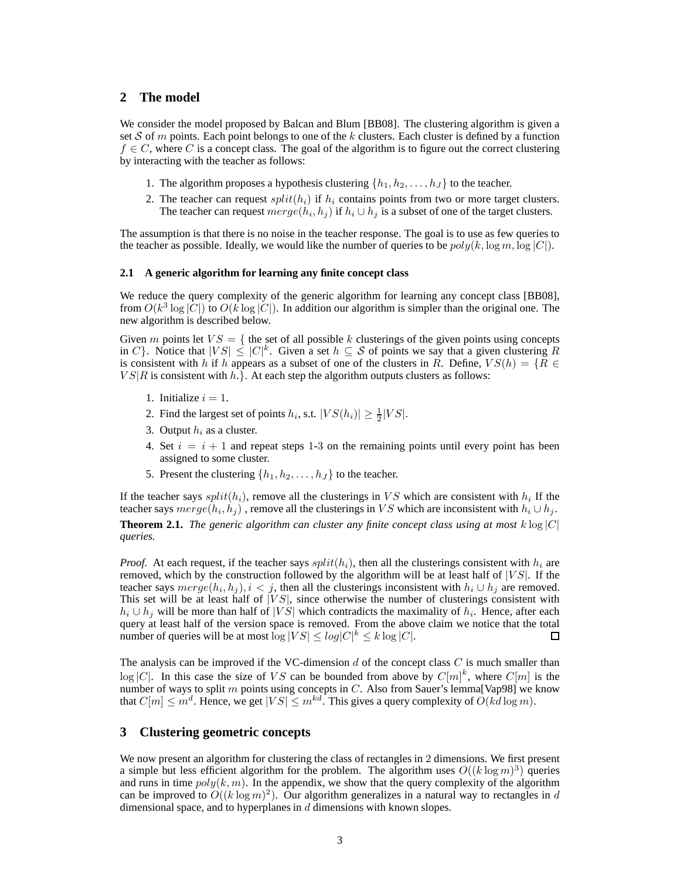## 2 The model

We consider the model proposed by Balcan and Blum [BB08]. The clustering algorithm is given a set $\mathcal{S}$ of $m$ points. Each point belongs to one of the $k$ clusters. Each cluster is defined by a function $f \in C$, where $C$ is a concept class. The goal of the algorithm is to figure out the correct clustering by interacting with the teacher as follows:

1. The algorithm proposes a hypothesis clustering $\{h_1, h_2, \ldots, h_J\}$ to the teacher.
2. The teacher can request $split(h_i)$ if $h_i$ contains points from two or more target clusters. The teacher can request $merge(h_i, h_j)$ if $h_i \cup h_j$ is a subset of one of the target clusters.

The assumption is that there is no noise in the teacher response. The goal is to use as few queries to the teacher as possible. Ideally, we would like the number of queries to be $poly(k, \log m, \log |C|)$.

### 2.1 A generic algorithm for learning any finite concept class

We reduce the query complexity of the generic algorithm for learning any concept class [BB08], from $O(k^3 \log |C|)$ to $O(k \log |C|)$. In addition our algorithm is simpler than the original one. The new algorithm is described below.

Given $m$ points let $VS = \{$ the set of all possible $k$ clusterings of the given points using concepts in $C\}$. Notice that $|VS| \leq |C|^k$. Given a set $h \subseteq \mathcal{S}$ of points we say that a given clustering $R$ is consistent with $h$ if $h$ appears as a subset of one of the clusters in $R$. Define, $VS(h) = \{R \in VS | R$ is consistent with $h.\}$. At each step the algorithm outputs clusters as follows:

1. Initialize $i = 1$.
2. Find the largest set of points $h_i$, s.t. $|VS(h_i)| \geq \frac{1}{2}|VS|$.
3. Output $h_i$ as a cluster.
4. Set $i = i + 1$ and repeat steps 1-3 on the remaining points until every point has been assigned to some cluster.
5. Present the clustering $\{h_1, h_2, \ldots, h_J\}$ to the teacher.

If the teacher says $split(h_i)$, remove all the clusterings in $VS$ which are consistent with $h_i$ If the teacher says $merge(h_i, h_j)$ , remove all the clusterings in $VS$ which are inconsistent with $h_i \cup h_j$.

**Theorem 2.1.** *The generic algorithm can cluster any finite concept class using at most $k \log |C|$ queries.*

*Proof.* At each request, if the teacher says $split(h_i)$, then all the clusterings consistent with $h_i$ are removed, which by the construction followed by the algorithm will be at least half of $|VS|$. If the teacher says $merge(h_i, h_j), i < j$, then all the clusterings inconsistent with $h_i \cup h_j$ are removed. This set will be at least half of $|VS|$, since otherwise the number of clusterings consistent with $h_i \cup h_j$ will be more than half of $|VS|$ which contradicts the maximality of $h_i$. Hence, after each query at least half of the version space is removed. From the above claim we notice that the total number of queries will be at most $\log |VS| \leq log|C|^k \leq k \log |C|$. □

The analysis can be improved if the VC-dimension $d$ of the concept class $C$ is much smaller than $\log |C|$. In this case the size of $VS$ can be bounded from above by $C[m]^k$, where $C[m]$ is the number of ways to split $m$ points using concepts in $C$. Also from Sauer's lemma[Vap98] we know that $C[m] \leq m^d$. Hence, we get $|VS| \leq m^{kd}$. This gives a query complexity of $O(kd \log m)$.

## 3 Clustering geometric concepts

We now present an algorithm for clustering the class of rectangles in 2 dimensions. We first present a simple but less efficient algorithm for the problem. The algorithm uses $O((k \log m)^3)$ queries and runs in time $poly(k, m)$. In the appendix, we show that the query complexity of the algorithm can be improved to $O((k \log m)^2)$. Our algorithm generalizes in a natural way to rectangles in $d$ dimensional space, and to hyperplanes in $d$ dimensions with known slopes.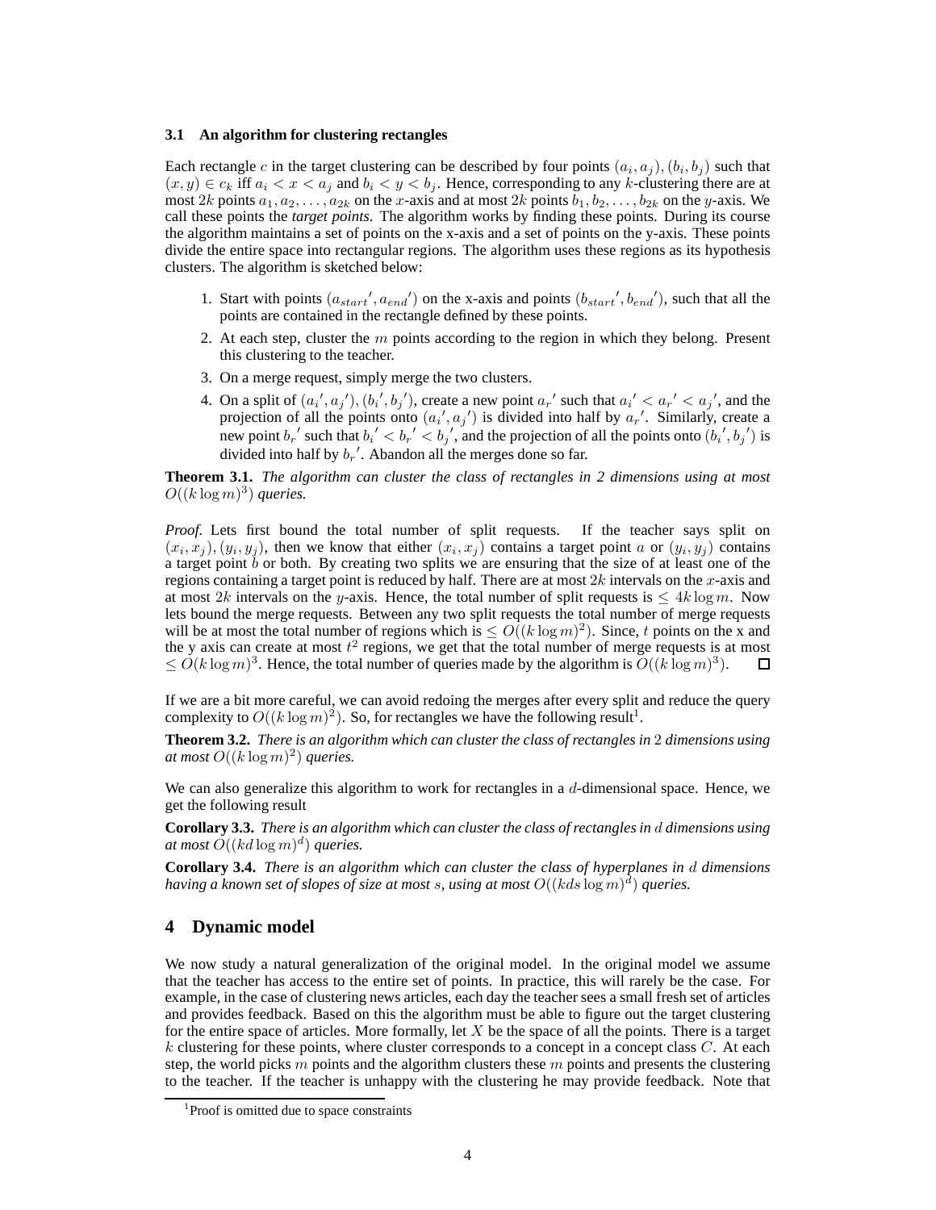### 3.1 An algorithm for clustering rectangles

Each rectangle $c$ in the target clustering can be described by four points $(a_i, a_j), (b_i, b_j)$ such that $(x, y) \in c_k$ iff $a_i < x < a_j$ and $b_i < y < b_j$. Hence, corresponding to any $k$-clustering there are at most $2k$ points $a_1, a_2, \ldots, a_{2k}$ on the $x$-axis and at most $2k$ points $b_1, b_2, \ldots, b_{2k}$ on the $y$-axis. We call these points the *target points*. The algorithm works by finding these points. During its course the algorithm maintains a set of points on the x-axis and a set of points on the y-axis. These points divide the entire space into rectangular regions. The algorithm uses these regions as its hypothesis clusters. The algorithm is sketched below:

1. Start with points $({a_{start}}', {a_{end}}')$ on the x-axis and points $({b_{start}}', {b_{end}}')$, such that all the points are contained in the rectangle defined by these points.
2. At each step, cluster the $m$ points according to the region in which they belong. Present this clustering to the teacher.
3. On a merge request, simply merge the two clusters.
4. On a split of $({a_i}', {a_j}'), ({b_i}', {b_j}')$, create a new point ${a_r}'$ such that ${a_i}' < {a_r}' < {a_j}'$, and the projection of all the points onto $({a_i}', {a_j}')$ is divided into half by ${a_r}'$. Similarly, create a new point ${b_r}'$ such that ${b_i}' < {b_r}' < {b_j}'$, and the projection of all the points onto $({b_i}', {b_j}')$ is divided into half by ${b_r}'$. Abandon all the merges done so far.

**Theorem 3.1.** *The algorithm can cluster the class of rectangles in 2 dimensions using at most $O((k \log m)^3)$ queries.*

*Proof.* Lets first bound the total number of split requests. If the teacher says split on $(x_i, x_j), (y_i, y_j)$, then we know that either $(x_i, x_j)$ contains a target point $a$ or $(y_i, y_j)$ contains a target point $b$ or both. By creating two splits we are ensuring that the size of at least one of the regions containing a target point is reduced by half. There are at most $2k$ intervals on the $x$-axis and at most $2k$ intervals on the $y$-axis. Hence, the total number of split requests is $\leq 4k \log m$. Now lets bound the merge requests. Between any two split requests the total number of merge requests will be at most the total number of regions which is $\leq O((k \log m)^2)$. Since, $t$ points on the x and the y axis can create at most $t^2$ regions, we get that the total number of merge requests is at most $\leq O(k \log m)^3$. Hence, the total number of queries made by the algorithm is $O((k \log m)^3)$. ∎

If we are a bit more careful, we can avoid redoing the merges after every split and reduce the query complexity to $O((k \log m)^2)$. So, for rectangles we have the following result[1].

**Theorem 3.2.** *There is an algorithm which can cluster the class of rectangles in 2 dimensions using at most $O((k \log m)^2)$ queries.*

We can also generalize this algorithm to work for rectangles in a $d$-dimensional space. Hence, we get the following result

**Corollary 3.3.** *There is an algorithm which can cluster the class of rectangles in $d$ dimensions using at most $O((kd \log m)^d)$ queries.*

**Corollary 3.4.** *There is an algorithm which can cluster the class of hyperplanes in $d$ dimensions having a known set of slopes of size at most $s$, using at most $O((kds \log m)^d)$ queries.*

## 4 Dynamic model

We now study a natural generalization of the original model. In the original model we assume that the teacher has access to the entire set of points. In practice, this will rarely be the case. For example, in the case of clustering news articles, each day the teacher sees a small fresh set of articles and provides feedback. Based on this the algorithm must be able to figure out the target clustering for the entire space of articles. More formally, let $X$ be the space of all the points. There is a target $k$ clustering for these points, where cluster corresponds to a concept in a concept class $C$. At each step, the world picks $m$ points and the algorithm clusters these $m$ points and presents the clustering to the teacher. If the teacher is unhappy with the clustering he may provide feedback. Note that

[1] Proof is omitted due to space constraints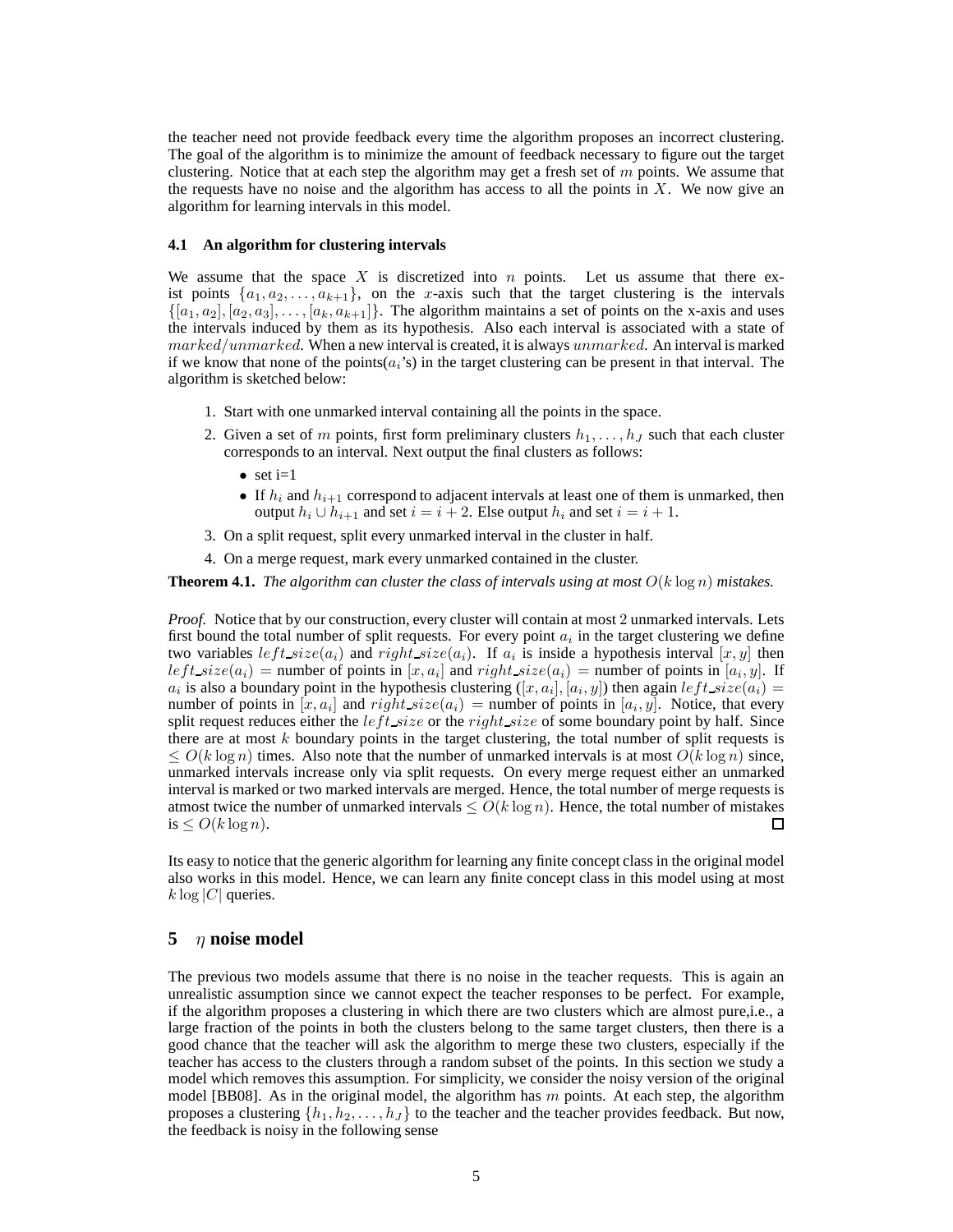the teacher need not provide feedback every time the algorithm proposes an incorrect clustering. The goal of the algorithm is to minimize the amount of feedback necessary to figure out the target clustering. Notice that at each step the algorithm may get a fresh set of $m$ points. We assume that the requests have no noise and the algorithm has access to all the points in $X$. We now give an algorithm for learning intervals in this model.

### 4.1 An algorithm for clustering intervals

We assume that the space $X$ is discretized into $n$ points. Let us assume that there exist points $\{a_1, a_2, \ldots, a_{k+1}\}$, on the $x$-axis such that the target clustering is the intervals $\{[a_1, a_2], [a_2, a_3], \ldots, [a_k, a_{k+1}]\}$. The algorithm maintains a set of points on the x-axis and uses the intervals induced by them as its hypothesis. Also each interval is associated with a state of $marked/unmarked$. When a new interval is created, it is always $unmarked$. An interval is marked if we know that none of the points($a_i$'s) in the target clustering can be present in that interval. The algorithm is sketched below:

1. Start with one unmarked interval containing all the points in the space.
2. Given a set of $m$ points, first form preliminary clusters $h_1, \ldots, h_J$ such that each cluster corresponds to an interval. Next output the final clusters as follows:
   - set i=1
   - If $h_i$ and $h_{i+1}$ correspond to adjacent intervals at least one of them is unmarked, then output $h_i \cup h_{i+1}$ and set $i = i + 2$. Else output $h_i$ and set $i = i + 1$.
3. On a split request, split every unmarked interval in the cluster in half.
4. On a merge request, mark every unmarked contained in the cluster.

**Theorem 4.1.** *The algorithm can cluster the class of intervals using at most $O(k \log n)$ mistakes.*

*Proof.* Notice that by our construction, every cluster will contain at most 2 unmarked intervals. Lets first bound the total number of split requests. For every point $a_i$ in the target clustering we define two variables $left\_size(a_i)$ and $right\_size(a_i)$. If $a_i$ is inside a hypothesis interval $[x, y]$ then $left\_size(a_i)$ = number of points in $[x, a_i]$ and $right\_size(a_i)$ = number of points in $[a_i, y]$. If $a_i$ is also a boundary point in the hypothesis clustering ($[x, a_i], [a_i, y]$) then again $left\_size(a_i)$ = number of points in $[x, a_i]$ and $right\_size(a_i)$ = number of points in $[a_i, y]$. Notice, that every split request reduces either the $left\_size$ or the $right\_size$ of some boundary point by half. Since there are at most $k$ boundary points in the target clustering, the total number of split requests is $\leq O(k \log n)$ times. Also note that the number of unmarked intervals is at most $O(k \log n)$ since, unmarked intervals increase only via split requests. On every merge request either an unmarked interval is marked or two marked intervals are merged. Hence, the total number of merge requests is atmost twice the number of unmarked intervals $\leq O(k \log n)$. Hence, the total number of mistakes is $\leq O(k \log n)$. □

Its easy to notice that the generic algorithm for learning any finite concept class in the original model also works in this model. Hence, we can learn any finite concept class in this model using at most $k \log |C|$ queries.

## 5 $\eta$ noise model

The previous two models assume that there is no noise in the teacher requests. This is again an unrealistic assumption since we cannot expect the teacher responses to be perfect. For example, if the algorithm proposes a clustering in which there are two clusters which are almost pure,i.e., a large fraction of the points in both the clusters belong to the same target clusters, then there is a good chance that the teacher will ask the algorithm to merge these two clusters, especially if the teacher has access to the clusters through a random subset of the points. In this section we study a model which removes this assumption. For simplicity, we consider the noisy version of the original model [BB08]. As in the original model, the algorithm has $m$ points. At each step, the algorithm proposes a clustering $\{h_1, h_2, \ldots, h_J\}$ to the teacher and the teacher provides feedback. But now, the feedback is noisy in the following sense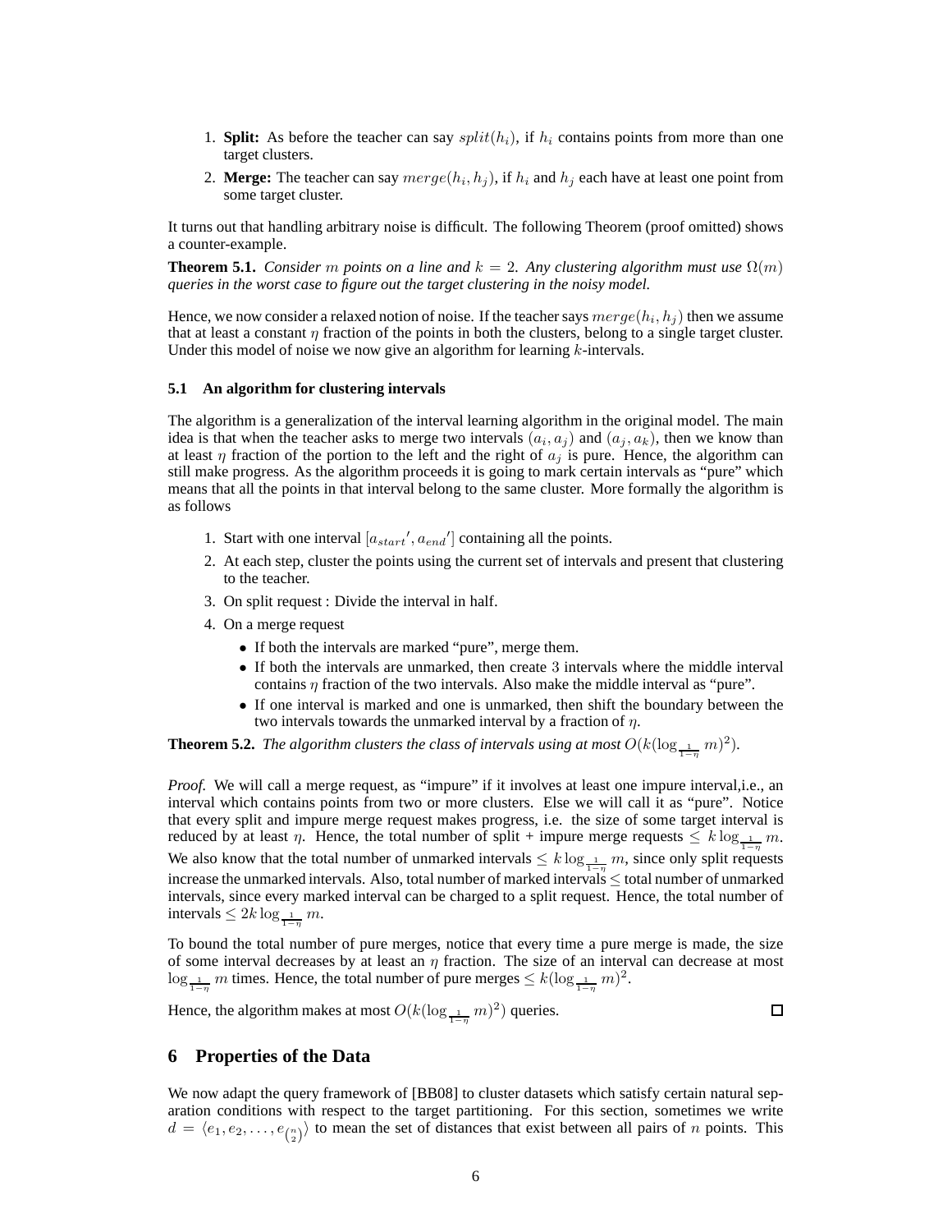1. **Split:** As before the teacher can say $split(h_i)$, if $h_i$ contains points from more than one target clusters.
2. **Merge:** The teacher can say $merge(h_i, h_j)$, if $h_i$ and $h_j$ each have at least one point from some target cluster.

It turns out that handling arbitrary noise is difficult. The following Theorem (proof omitted) shows a counter-example.

**Theorem 5.1.** *Consider $m$ points on a line and $k = 2$. Any clustering algorithm must use $\Omega(m)$ queries in the worst case to figure out the target clustering in the noisy model.*

Hence, we now consider a relaxed notion of noise. If the teacher says $merge(h_i, h_j)$ then we assume that at least a constant $\eta$ fraction of the points in both the clusters, belong to a single target cluster. Under this model of noise we now give an algorithm for learning $k$-intervals.

### 5.1 An algorithm for clustering intervals

The algorithm is a generalization of the interval learning algorithm in the original model. The main idea is that when the teacher asks to merge two intervals $(a_i, a_j)$ and $(a_j, a_k)$, then we know than at least $\eta$ fraction of the portion to the left and the right of $a_j$ is pure. Hence, the algorithm can still make progress. As the algorithm proceeds it is going to mark certain intervals as "pure" which means that all the points in that interval belong to the same cluster. More formally the algorithm is as follows

1. Start with one interval $[a_{start}', a_{end}']$ containing all the points.
2. At each step, cluster the points using the current set of intervals and present that clustering to the teacher.
3. On split request : Divide the interval in half.
4. On a merge request
   - If both the intervals are marked "pure", merge them.
   - If both the intervals are unmarked, then create 3 intervals where the middle interval contains $\eta$ fraction of the two intervals. Also make the middle interval as "pure".
   - If one interval is marked and one is unmarked, then shift the boundary between the two intervals towards the unmarked interval by a fraction of $\eta$.

**Theorem 5.2.** *The algorithm clusters the class of intervals using at most $O(k(\log_{\frac{1}{1-\eta}} m)^2)$.*

*Proof.* We will call a merge request, as "impure" if it involves at least one impure interval,i.e., an interval which contains points from two or more clusters. Else we will call it as "pure". Notice that every split and impure merge request makes progress, i.e. the size of some target interval is reduced by at least $\eta$. Hence, the total number of split + impure merge requests $\leq k \log_{\frac{1}{1-\eta}} m$. We also know that the total number of unmarked intervals $\leq k \log_{\frac{1}{1-\eta}} m$, since only split requests increase the unmarked intervals. Also, total number of marked intervals $\leq$ total number of unmarked intervals, since every marked interval can be charged to a split request. Hence, the total number of intervals $\leq 2k \log_{\frac{1}{1-\eta}} m$.

To bound the total number of pure merges, notice that every time a pure merge is made, the size of some interval decreases by at least an $\eta$ fraction. The size of an interval can decrease at most $\log_{\frac{1}{1-\eta}} m$ times. Hence, the total number of pure merges $\leq k(\log_{\frac{1}{1-\eta}} m)^2$.

Hence, the algorithm makes at most $O(k(\log_{\frac{1}{1-\eta}} m)^2)$ queries. $\square$

## 6 Properties of the Data

We now adapt the query framework of [BB08] to cluster datasets which satisfy certain natural separation conditions with respect to the target partitioning. For this section, sometimes we write $d = \langle e_1, e_2, \ldots, e_{\binom{n}{2}} \rangle$ to mean the set of distances that exist between all pairs of $n$ points. This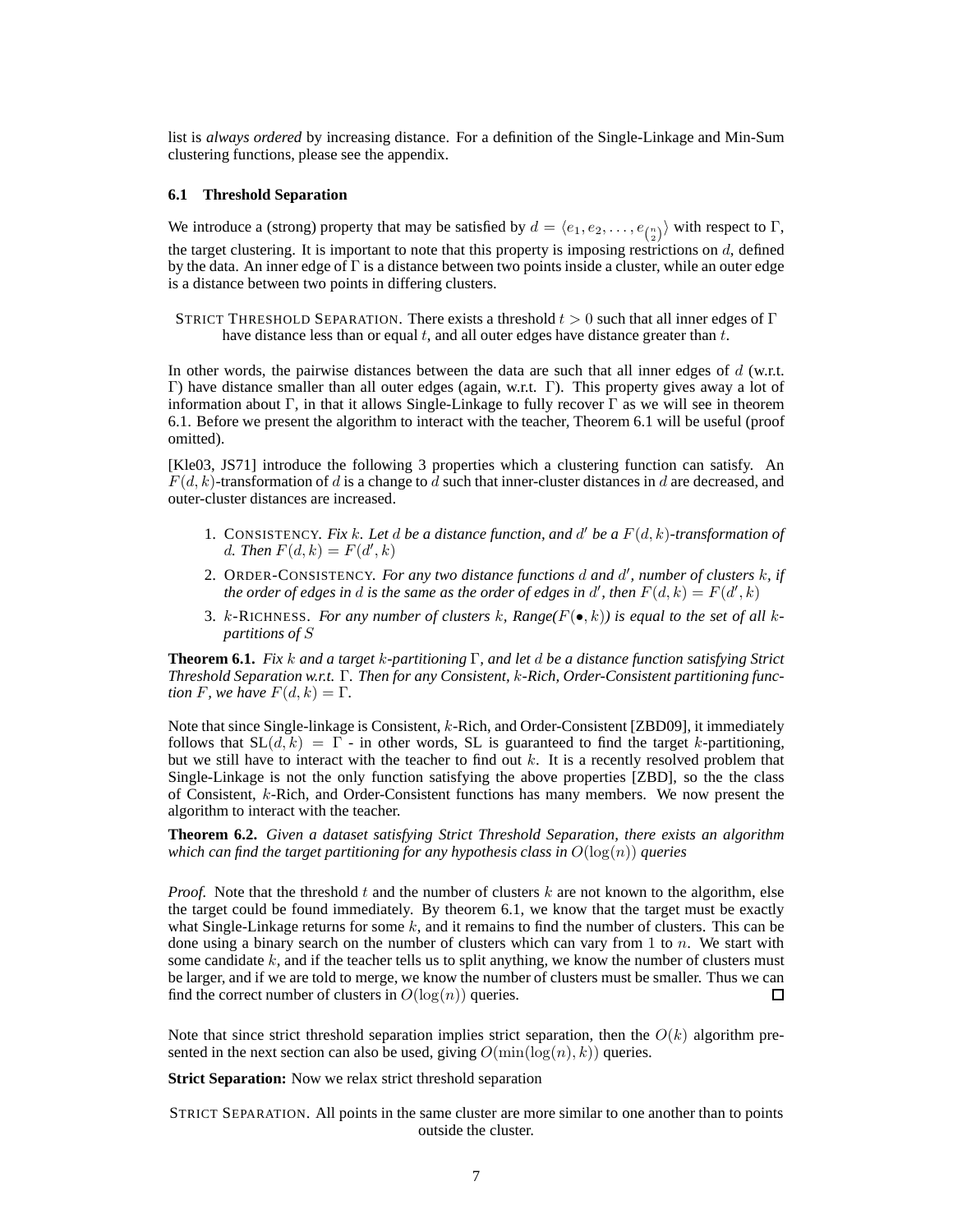list is *always ordered* by increasing distance. For a definition of the Single-Linkage and Min-Sum clustering functions, please see the appendix.

### 6.1 Threshold Separation

We introduce a (strong) property that may be satisfied by $d = \langle e_1, e_2, \ldots, e_{\binom{n}{2}} \rangle$ with respect to $\Gamma$, the target clustering. It is important to note that this property is imposing restrictions on $d$, defined by the data. An inner edge of $\Gamma$ is a distance between two points inside a cluster, while an outer edge is a distance between two points in differing clusters.

STRICT THRESHOLD SEPARATION. There exists a threshold $t > 0$ such that all inner edges of $\Gamma$ have distance less than or equal $t$, and all outer edges have distance greater than $t$.

In other words, the pairwise distances between the data are such that all inner edges of $d$ (w.r.t. $\Gamma$) have distance smaller than all outer edges (again, w.r.t. $\Gamma$). This property gives away a lot of information about $\Gamma$, in that it allows Single-Linkage to fully recover $\Gamma$ as we will see in theorem 6.1. Before we present the algorithm to interact with the teacher, Theorem 6.1 will be useful (proof omitted).

[Kle03, JS71] introduce the following 3 properties which a clustering function can satisfy. An $F(d,k)$-transformation of $d$ is a change to $d$ such that inner-cluster distances in $d$ are decreased, and outer-cluster distances are increased.

1. CONSISTENCY. *Fix $k$. Let $d$ be a distance function, and $d'$ be a $F(d,k)$-transformation of $d$. Then $F(d,k) = F(d',k)$*
2. ORDER-CONSISTENCY. *For any two distance functions $d$ and $d'$, number of clusters $k$, if the order of edges in $d$ is the same as the order of edges in $d'$, then $F(d,k) = F(d',k)$*
3. $k$-RICHNESS. *For any number of clusters $k$, Range($F(\bullet, k)$) is equal to the set of all $k$-partitions of $S$*

**Theorem 6.1.** *Fix $k$ and a target $k$-partitioning $\Gamma$, and let $d$ be a distance function satisfying Strict Threshold Separation w.r.t. $\Gamma$. Then for any Consistent, $k$-Rich, Order-Consistent partitioning function $F$, we have $F(d,k) = \Gamma$.*

Note that since Single-linkage is Consistent, $k$-Rich, and Order-Consistent [ZBD09], it immediately follows that $\mathrm{SL}(d,k) = \Gamma$ - in other words, SL is guaranteed to find the target $k$-partitioning, but we still have to interact with the teacher to find out $k$. It is a recently resolved problem that Single-Linkage is not the only function satisfying the above properties [ZBD], so the the class of Consistent, $k$-Rich, and Order-Consistent functions has many members. We now present the algorithm to interact with the teacher.

**Theorem 6.2.** *Given a dataset satisfying Strict Threshold Separation, there exists an algorithm which can find the target partitioning for any hypothesis class in $O(\log(n))$ queries*

*Proof.* Note that the threshold $t$ and the number of clusters $k$ are not known to the algorithm, else the target could be found immediately. By theorem 6.1, we know that the target must be exactly what Single-Linkage returns for some $k$, and it remains to find the number of clusters. This can be done using a binary search on the number of clusters which can vary from 1 to $n$. We start with some candidate $k$, and if the teacher tells us to split anything, we know the number of clusters must be larger, and if we are told to merge, we know the number of clusters must be smaller. Thus we can find the correct number of clusters in $O(\log(n))$ queries. ☐

Note that since strict threshold separation implies strict separation, then the $O(k)$ algorithm presented in the next section can also be used, giving $O(\min(\log(n), k))$ queries.

**Strict Separation:** Now we relax strict threshold separation

STRICT SEPARATION. All points in the same cluster are more similar to one another than to points outside the cluster.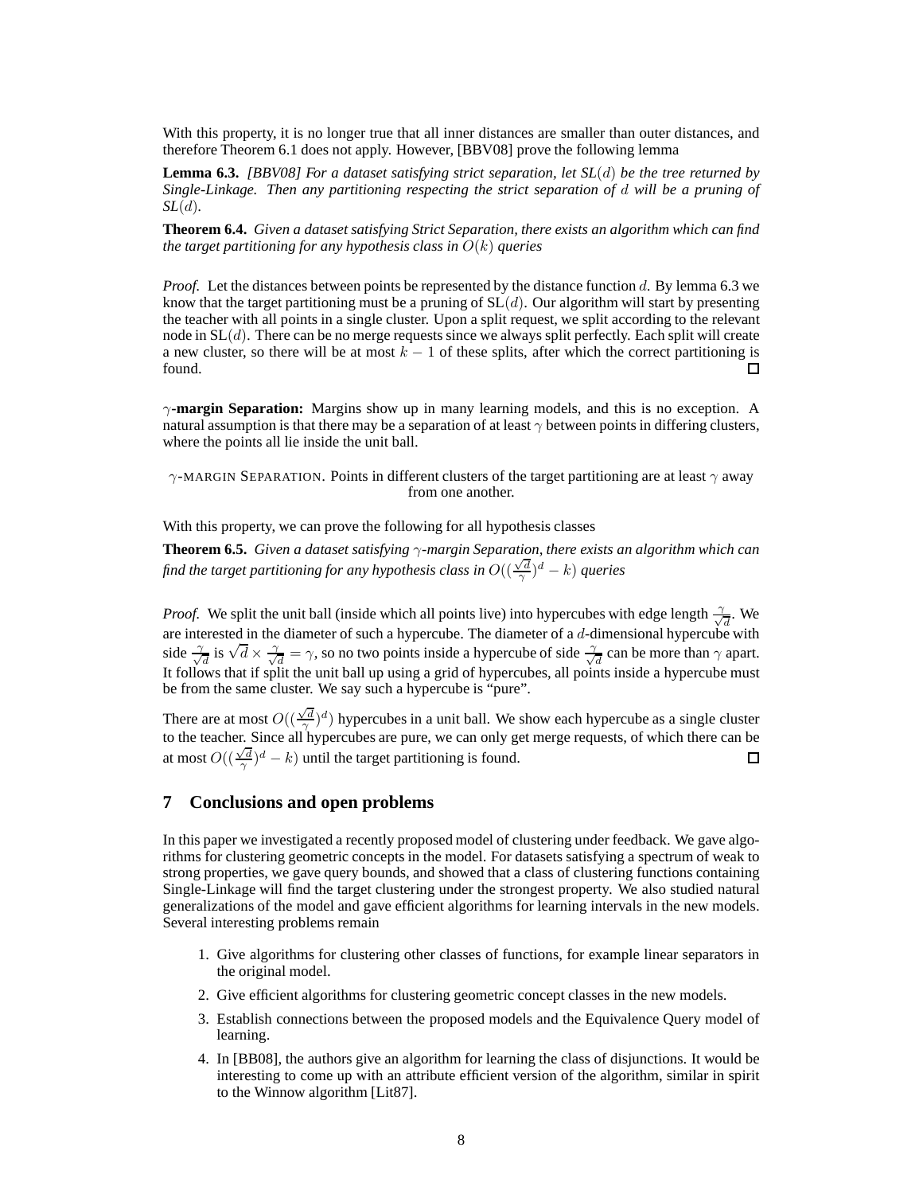With this property, it is no longer true that all inner distances are smaller than outer distances, and therefore Theorem 6.1 does not apply. However, [BBV08] prove the following lemma

**Lemma 6.3.** *[BBV08] For a dataset satisfying strict separation, let SL($d$) be the tree returned by Single-Linkage. Then any partitioning respecting the strict separation of $d$ will be a pruning of SL($d$).*

**Theorem 6.4.** *Given a dataset satisfying Strict Separation, there exists an algorithm which can find the target partitioning for any hypothesis class in $O(k)$ queries*

*Proof.* Let the distances between points be represented by the distance function $d$. By lemma 6.3 we know that the target partitioning must be a pruning of $\mathrm{SL}(d)$. Our algorithm will start by presenting the teacher with all points in a single cluster. Upon a split request, we split according to the relevant node in $\mathrm{SL}(d)$. There can be no merge requests since we always split perfectly. Each split will create a new cluster, so there will be at most $k-1$ of these splits, after which the correct partitioning is found. □

**$\gamma$-margin Separation:** Margins show up in many learning models, and this is no exception. A natural assumption is that there may be a separation of at least $\gamma$ between points in differing clusters, where the points all lie inside the unit ball.

$\gamma$-MARGIN SEPARATION. Points in different clusters of the target partitioning are at least $\gamma$ away from one another.

With this property, we can prove the following for all hypothesis classes

**Theorem 6.5.** *Given a dataset satisfying $\gamma$-margin Separation, there exists an algorithm which can find the target partitioning for any hypothesis class in $O((\frac{\sqrt{d}}{\gamma})^d - k)$ queries*

*Proof.* We split the unit ball (inside which all points live) into hypercubes with edge length $\frac{\gamma}{\sqrt{d}}$. We are interested in the diameter of such a hypercube. The diameter of a $d$-dimensional hypercube with side $\frac{\gamma}{\sqrt{d}}$ is $\sqrt{d} \times \frac{\gamma}{\sqrt{d}} = \gamma$, so no two points inside a hypercube of side $\frac{\gamma}{\sqrt{d}}$ can be more than $\gamma$ apart. It follows that if split the unit ball up using a grid of hypercubes, all points inside a hypercube must be from the same cluster. We say such a hypercube is "pure".

There are at most $O((\frac{\sqrt{d}}{\gamma})^d)$ hypercubes in a unit ball. We show each hypercube as a single cluster to the teacher. Since all hypercubes are pure, we can only get merge requests, of which there can be at most $O((\frac{\sqrt{d}}{\gamma})^d - k)$ until the target partitioning is found. □

## 7 Conclusions and open problems

In this paper we investigated a recently proposed model of clustering under feedback. We gave algorithms for clustering geometric concepts in the model. For datasets satisfying a spectrum of weak to strong properties, we gave query bounds, and showed that a class of clustering functions containing Single-Linkage will find the target clustering under the strongest property. We also studied natural generalizations of the model and gave efficient algorithms for learning intervals in the new models. Several interesting problems remain

1. Give algorithms for clustering other classes of functions, for example linear separators in the original model.
2. Give efficient algorithms for clustering geometric concept classes in the new models.
3. Establish connections between the proposed models and the Equivalence Query model of learning.
4. In [BB08], the authors give an algorithm for learning the class of disjunctions. It would be interesting to come up with an attribute efficient version of the algorithm, similar in spirit to the Winnow algorithm [Lit87].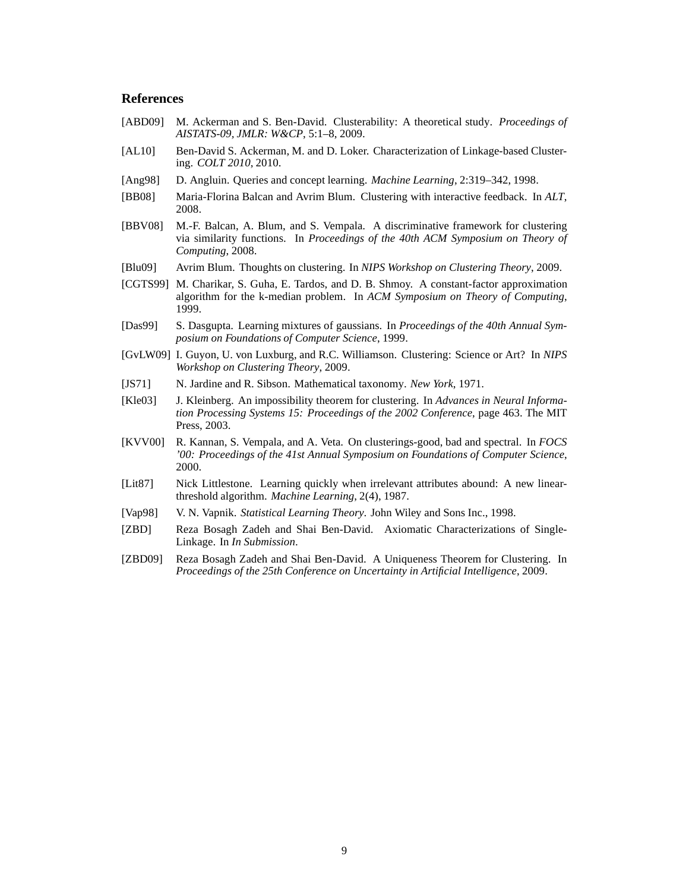## References

[ABD09] M. Ackerman and S. Ben-David. Clusterability: A theoretical study. *Proceedings of AISTATS-09, JMLR: W&CP*, 5:1–8, 2009.

[AL10] Ben-David S. Ackerman, M. and D. Loker. Characterization of Linkage-based Clustering. *COLT 2010*, 2010.

[Ang98] D. Angluin. Queries and concept learning. *Machine Learning*, 2:319–342, 1998.

[BB08] Maria-Florina Balcan and Avrim Blum. Clustering with interactive feedback. In *ALT*, 2008.

[BBV08] M.-F. Balcan, A. Blum, and S. Vempala. A discriminative framework for clustering via similarity functions. In *Proceedings of the 40th ACM Symposium on Theory of Computing*, 2008.

[Blu09] Avrim Blum. Thoughts on clustering. In *NIPS Workshop on Clustering Theory*, 2009.

[CGTS99] M. Charikar, S. Guha, E. Tardos, and D. B. Shmoy. A constant-factor approximation algorithm for the k-median problem. In *ACM Symposium on Theory of Computing*, 1999.

[Das99] S. Dasgupta. Learning mixtures of gaussians. In *Proceedings of the 40th Annual Symposium on Foundations of Computer Science*, 1999.

[GvLW09] I. Guyon, U. von Luxburg, and R.C. Williamson. Clustering: Science or Art? In *NIPS Workshop on Clustering Theory*, 2009.

[JS71] N. Jardine and R. Sibson. Mathematical taxonomy. *New York*, 1971.

[Kle03] J. Kleinberg. An impossibility theorem for clustering. In *Advances in Neural Information Processing Systems 15: Proceedings of the 2002 Conference*, page 463. The MIT Press, 2003.

[KVV00] R. Kannan, S. Vempala, and A. Veta. On clusterings-good, bad and spectral. In *FOCS '00: Proceedings of the 41st Annual Symposium on Foundations of Computer Science*, 2000.

[Lit87] Nick Littlestone. Learning quickly when irrelevant attributes abound: A new linear-threshold algorithm. *Machine Learning*, 2(4), 1987.

[Vap98] V. N. Vapnik. *Statistical Learning Theory*. John Wiley and Sons Inc., 1998.

[ZBD] Reza Bosagh Zadeh and Shai Ben-David. Axiomatic Characterizations of Single-Linkage. In *In Submission*.

[ZBD09] Reza Bosagh Zadeh and Shai Ben-David. A Uniqueness Theorem for Clustering. In *Proceedings of the 25th Conference on Uncertainty in Artificial Intelligence*, 2009.